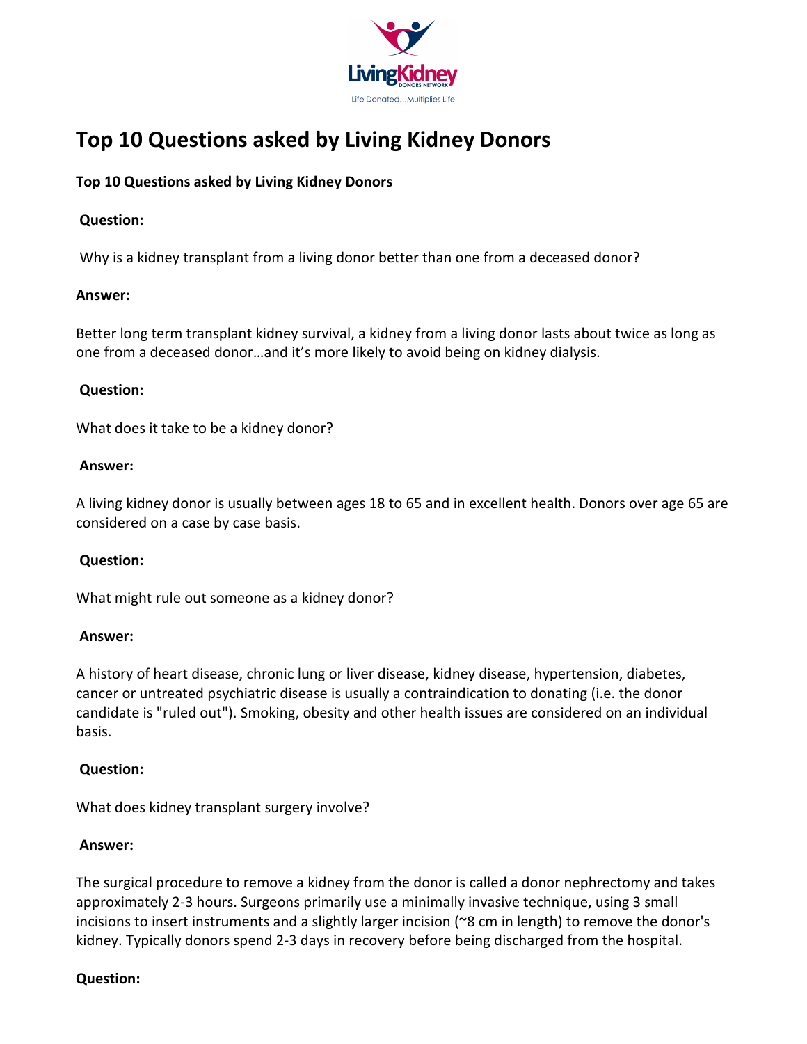# Top 10 Questions asked by Living Kidney Donors

**Top 10 Questions asked by Living Kidney Donors**

**Question:**

Why is a kidney transplant from a living donor better than one from a deceased donor?

**Answer:**

Better long term transplant kidney survival, a kidney from a living donor lasts about twice as long as one from a deceased donor…and it's more likely to avoid being on kidney dialysis.

**Question:**

What does it take to be a kidney donor?

**Answer:**

A living kidney donor is usually between ages 18 to 65 and in excellent health. Donors over age 65 are considered on a case by case basis.

**Question:**

What might rule out someone as a kidney donor?

**Answer:**

A history of heart disease, chronic lung or liver disease, kidney disease, hypertension, diabetes, cancer or untreated psychiatric disease is usually a contraindication to donating (i.e. the donor candidate is "ruled out"). Smoking, obesity and other health issues are considered on an individual basis.

**Question:**

What does kidney transplant surgery involve?

**Answer:**

The surgical procedure to remove a kidney from the donor is called a donor nephrectomy and takes approximately 2-3 hours. Surgeons primarily use a minimally invasive technique, using 3 small incisions to insert instruments and a slightly larger incision (~8 cm in length) to remove the donor's kidney. Typically donors spend 2-3 days in recovery before being discharged from the hospital.

**Question:**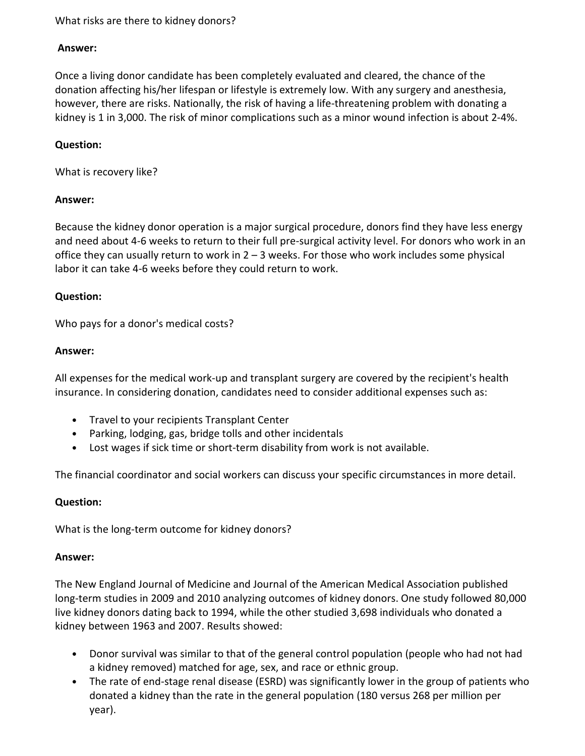What risks are there to kidney donors?

**Answer:**

Once a living donor candidate has been completely evaluated and cleared, the chance of the donation affecting his/her lifespan or lifestyle is extremely low. With any surgery and anesthesia, however, there are risks. Nationally, the risk of having a life-threatening problem with donating a kidney is 1 in 3,000. The risk of minor complications such as a minor wound infection is about 2-4%.

**Question:**

What is recovery like?

**Answer:**

Because the kidney donor operation is a major surgical procedure, donors find they have less energy and need about 4-6 weeks to return to their full pre-surgical activity level. For donors who work in an office they can usually return to work in 2 – 3 weeks. For those who work includes some physical labor it can take 4-6 weeks before they could return to work.

**Question:**

Who pays for a donor's medical costs?

**Answer:**

All expenses for the medical work-up and transplant surgery are covered by the recipient's health insurance. In considering donation, candidates need to consider additional expenses such as:

- Travel to your recipients Transplant Center
- Parking, lodging, gas, bridge tolls and other incidentals
- Lost wages if sick time or short-term disability from work is not available.

The financial coordinator and social workers can discuss your specific circumstances in more detail.

**Question:**

What is the long-term outcome for kidney donors?

**Answer:**

The New England Journal of Medicine and Journal of the American Medical Association published long-term studies in 2009 and 2010 analyzing outcomes of kidney donors. One study followed 80,000 live kidney donors dating back to 1994, while the other studied 3,698 individuals who donated a kidney between 1963 and 2007. Results showed:

- Donor survival was similar to that of the general control population (people who had not had a kidney removed) matched for age, sex, and race or ethnic group.
- The rate of end-stage renal disease (ESRD) was significantly lower in the group of patients who donated a kidney than the rate in the general population (180 versus 268 per million per year).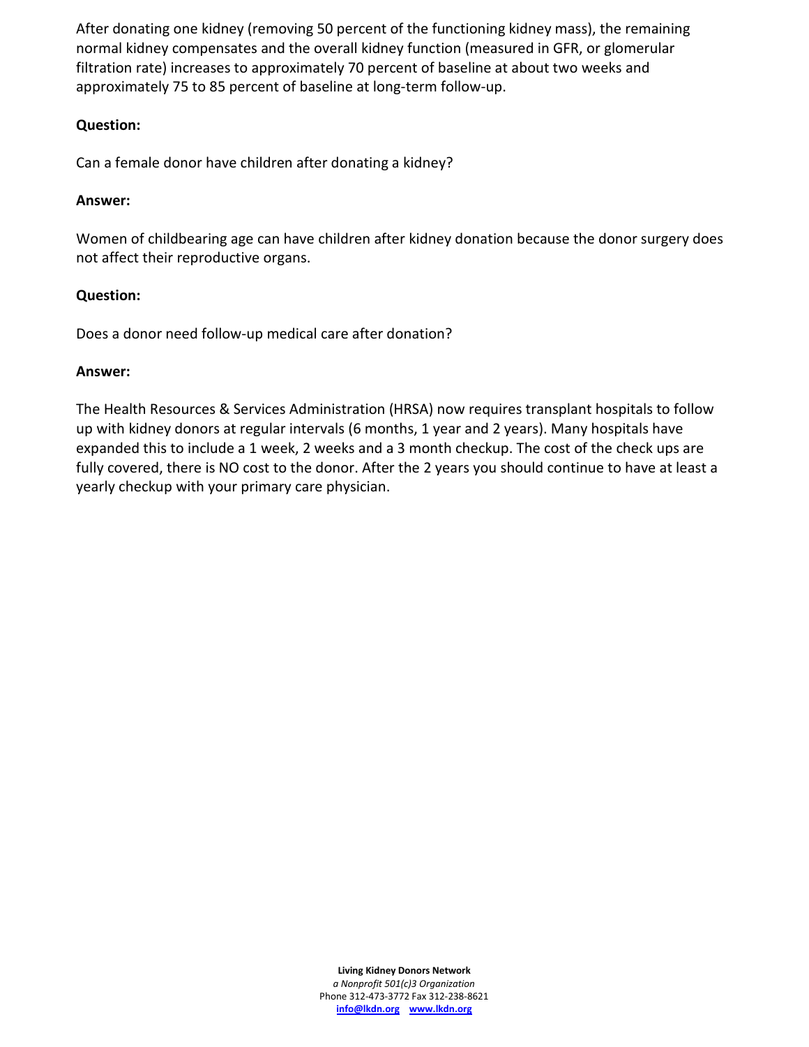After donating one kidney (removing 50 percent of the functioning kidney mass), the remaining normal kidney compensates and the overall kidney function (measured in GFR, or glomerular filtration rate) increases to approximately 70 percent of baseline at about two weeks and approximately 75 to 85 percent of baseline at long-term follow-up.

**Question:**

Can a female donor have children after donating a kidney?

**Answer:**

Women of childbearing age can have children after kidney donation because the donor surgery does not affect their reproductive organs.

**Question:**

Does a donor need follow-up medical care after donation?

**Answer:**

The Health Resources & Services Administration (HRSA) now requires transplant hospitals to follow up with kidney donors at regular intervals (6 months, 1 year and 2 years). Many hospitals have expanded this to include a 1 week, 2 weeks and a 3 month checkup. The cost of the check ups are fully covered, there is NO cost to the donor. After the 2 years you should continue to have at least a yearly checkup with your primary care physician.

**Living Kidney Donors Network**
*a Nonprofit 501(c)3 Organization*
Phone 312-473-3772 Fax 312-238-8621
info@lkdn.org www.lkdn.org